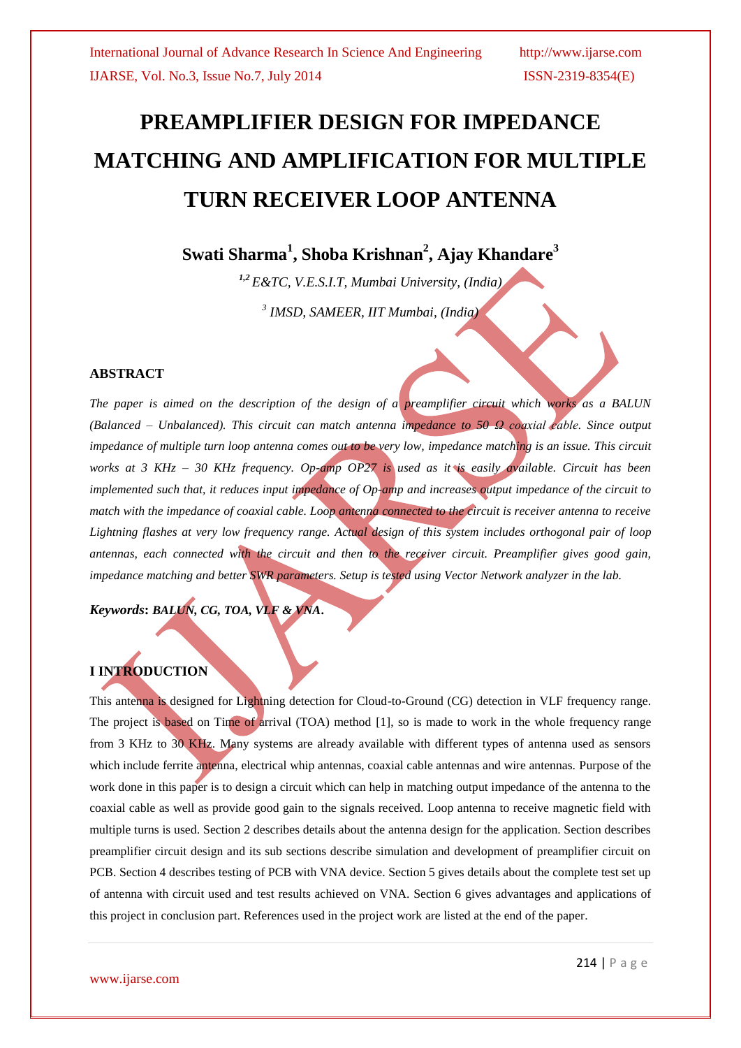# PREAMPLIFIER DESIGN FOR IMPEDANCE MATCHING AND AMPLIFICATION FOR MULTIPLE TURN RECEIVER LOOP ANTENNA

**Swati Sharma[1], Shoba Krishnan[2], Ajay Khandare[3]**

*[1,2] E&TC, V.E.S.I.T, Mumbai University, (India)*

*[3] IMSD, SAMEER, IIT Mumbai, (India)*

## ABSTRACT

*The paper is aimed on the description of the design of a preamplifier circuit which works as a BALUN (Balanced – Unbalanced). This circuit can match antenna impedance to 50 Ω coaxial cable. Since output impedance of multiple turn loop antenna comes out to be very low, impedance matching is an issue. This circuit works at 3 KHz – 30 KHz frequency. Op-amp OP27 is used as it is easily available. Circuit has been implemented such that, it reduces input impedance of Op-amp and increases output impedance of the circuit to match with the impedance of coaxial cable. Loop antenna connected to the circuit is receiver antenna to receive Lightning flashes at very low frequency range. Actual design of this system includes orthogonal pair of loop antennas, each connected with the circuit and then to the receiver circuit. Preamplifier gives good gain, impedance matching and better SWR parameters. Setup is tested using Vector Network analyzer in the lab.*

***Keywords*: *BALUN, CG, TOA, VLF & VNA*.**

## I INTRODUCTION

This antenna is designed for Lightning detection for Cloud-to-Ground (CG) detection in VLF frequency range. The project is based on Time of arrival (TOA) method [1], so is made to work in the whole frequency range from 3 KHz to 30 KHz. Many systems are already available with different types of antenna used as sensors which include ferrite antenna, electrical whip antennas, coaxial cable antennas and wire antennas. Purpose of the work done in this paper is to design a circuit which can help in matching output impedance of the antenna to the coaxial cable as well as provide good gain to the signals received. Loop antenna to receive magnetic field with multiple turns is used. Section 2 describes details about the antenna design for the application. Section describes preamplifier circuit design and its sub sections describe simulation and development of preamplifier circuit on PCB. Section 4 describes testing of PCB with VNA device. Section 5 gives details about the complete test set up of antenna with circuit used and test results achieved on VNA. Section 6 gives advantages and applications of this project in conclusion part. References used in the project work are listed at the end of the paper.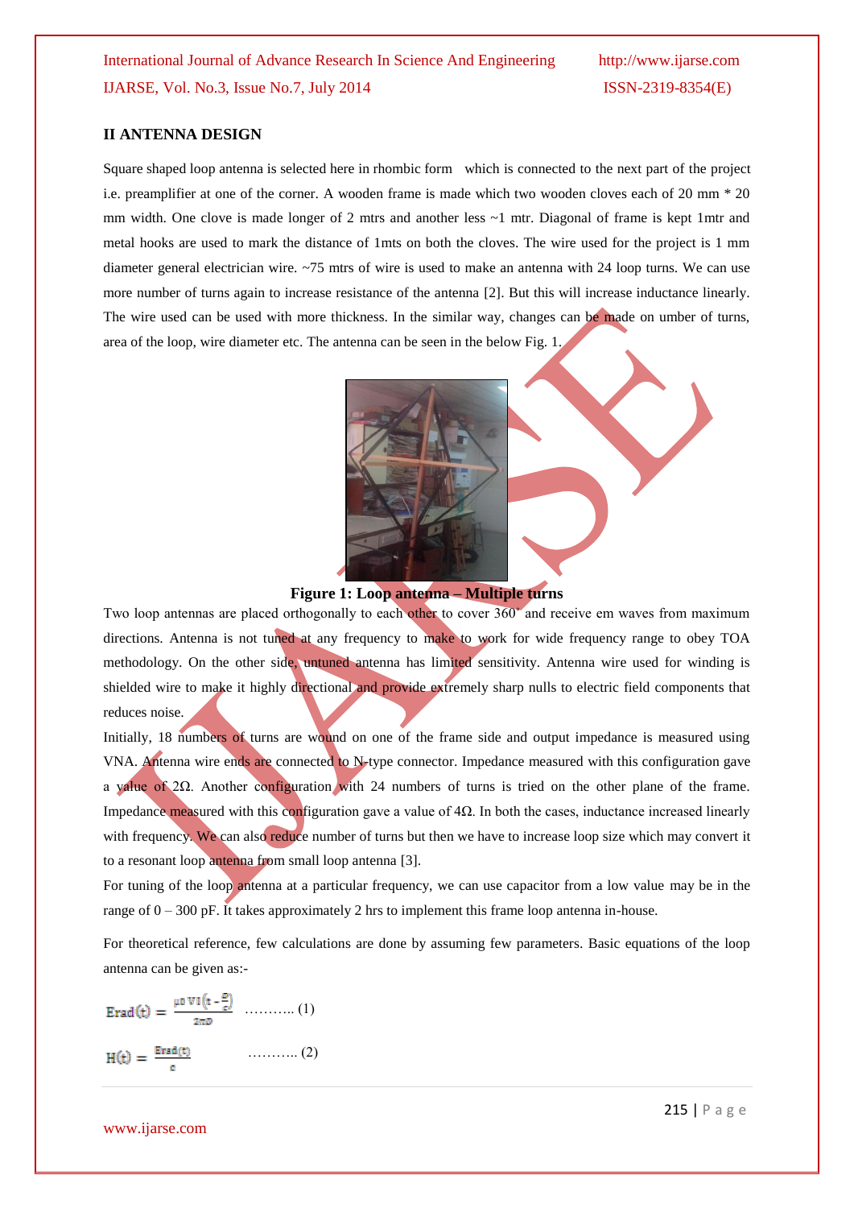## II ANTENNA DESIGN

Square shaped loop antenna is selected here in rhombic form which is connected to the next part of the project i.e. preamplifier at one of the corner. A wooden frame is made which two wooden cloves each of 20 mm * 20 mm width. One clove is made longer of 2 mtrs and another less ~1 mtr. Diagonal of frame is kept 1mtr and metal hooks are used to mark the distance of 1mts on both the cloves. The wire used for the project is 1 mm diameter general electrician wire. ~75 mtrs of wire is used to make an antenna with 24 loop turns. We can use more number of turns again to increase resistance of the antenna [2]. But this will increase inductance linearly. The wire used can be used with more thickness. In the similar way, changes can be made on umber of turns, area of the loop, wire diameter etc. The antenna can be seen in the below Fig. 1.

**Figure 1: Loop antenna – Multiple turns**

Two loop antennas are placed orthogonally to each other to cover 360° and receive em waves from maximum directions. Antenna is not tuned at any frequency to make to work for wide frequency range to obey TOA methodology. On the other side, untuned antenna has limited sensitivity. Antenna wire used for winding is shielded wire to make it highly directional and provide extremely sharp nulls to electric field components that reduces noise.

Initially, 18 numbers of turns are wound on one of the frame side and output impedance is measured using VNA. Antenna wire ends are connected to N-type connector. Impedance measured with this configuration gave a value of 2Ω. Another configuration with 24 numbers of turns is tried on the other plane of the frame. Impedance measured with this configuration gave a value of 4Ω. In both the cases, inductance increased linearly with frequency. We can also reduce number of turns but then we have to increase loop size which may convert it to a resonant loop antenna from small loop antenna [3].

For tuning of the loop antenna at a particular frequency, we can use capacitor from a low value may be in the range of 0 – 300 pF. It takes approximately 2 hrs to implement this frame loop antenna in-house.

For theoretical reference, few calculations are done by assuming few parameters. Basic equations of the loop antenna can be given as:-

$$\mathrm{Erad}(t) = \frac{\mu_0 \, V \, I\left(t - \frac{D}{c}\right)}{2\pi D} \quad \ldots\ldots\ldots\ldots (1)$$

$$\mathrm{H}(t) = \frac{\mathrm{Erad}(t)}{c} \quad \ldots\ldots\ldots\ldots (2)$$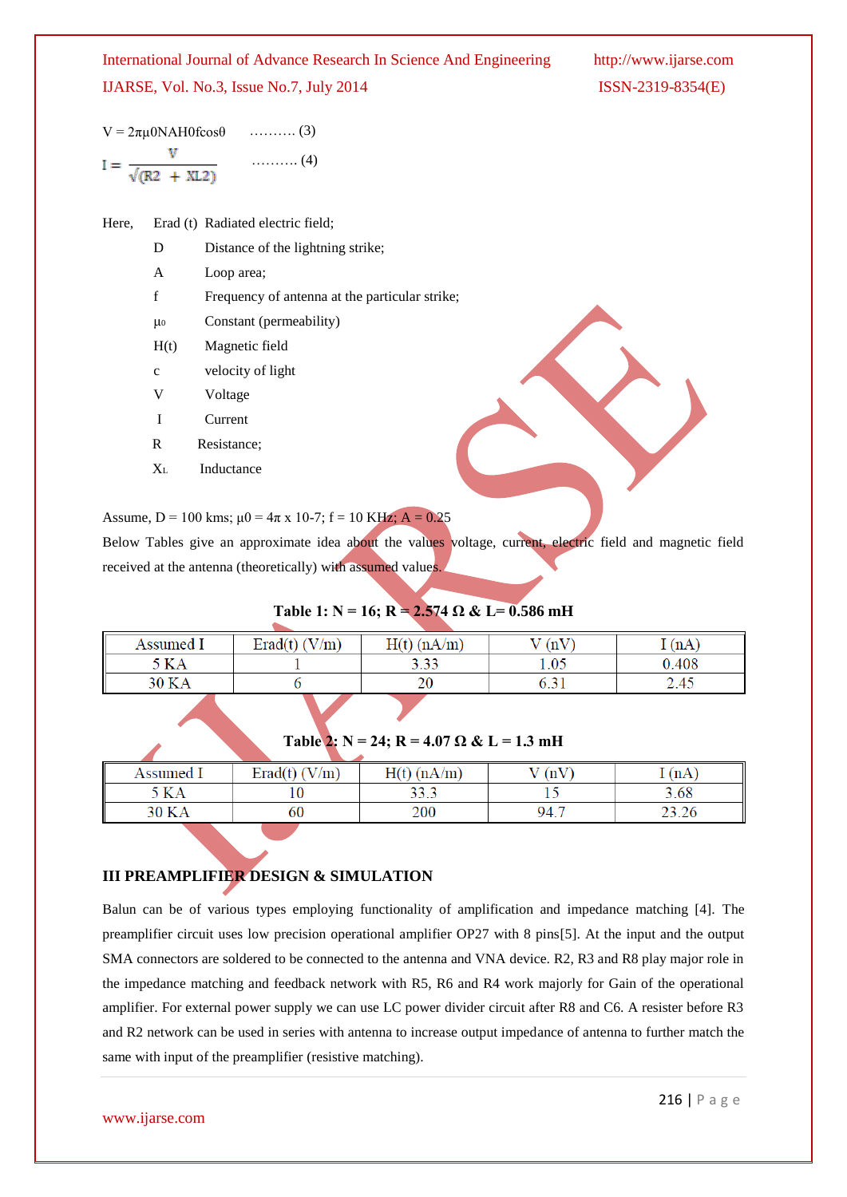$$V = 2\pi\mu_0 NAH_0 f\cos\theta \quad \text{.......... (3)}$$

$$I = \frac{V}{\sqrt{(R^2 + X_L^2)}} \quad \text{.......... (4)}$$

Here, Erad (t) Radiated electric field;

- D Distance of the lightning strike;
- A Loop area;
- f Frequency of antenna at the particular strike;
- $\mu_0$ Constant (permeability)
- H(t) Magnetic field
- c velocity of light
- V Voltage
- I Current
- R Resistance;
- $X_L$ Inductance

Assume, D = 100 kms; $\mu_0 = 4\pi \times 10^{-7}$; f = 10 KHz; A = 0.25

Below Tables give an approximate idea about the values voltage, current, electric field and magnetic field received at the antenna (theoretically) with assumed values.

**Table 1: N = 16; R = 2.574 Ω & L= 0.586 mH**

| Assumed I | Erad(t) (V/m) | H(t) (nA/m) | V (nV) | I (nA) |
|---|---|---|---|---|
| 5 KA | 1 | 3.33 | 1.05 | 0.408 |
| 30 KA | 6 | 20 | 6.31 | 2.45 |

**Table 2: N = 24; R = 4.07 Ω & L = 1.3 mH**

| Assumed I | Erad(t) (V/m) | H(t) (nA/m) | V (nV) | I (nA) |
|---|---|---|---|---|
| 5 KA | 10 | 33.3 | 15 | 3.68 |
| 30 KA | 60 | 200 | 94.7 | 23.26 |

## III PREAMPLIFIER DESIGN & SIMULATION

Balun can be of various types employing functionality of amplification and impedance matching [4]. The preamplifier circuit uses low precision operational amplifier OP27 with 8 pins[5]. At the input and the output SMA connectors are soldered to be connected to the antenna and VNA device. R2, R3 and R8 play major role in the impedance matching and feedback network with R5, R6 and R4 work majorly for Gain of the operational amplifier. For external power supply we can use LC power divider circuit after R8 and C6. A resister before R3 and R2 network can be used in series with antenna to increase output impedance of antenna to further match the same with input of the preamplifier (resistive matching).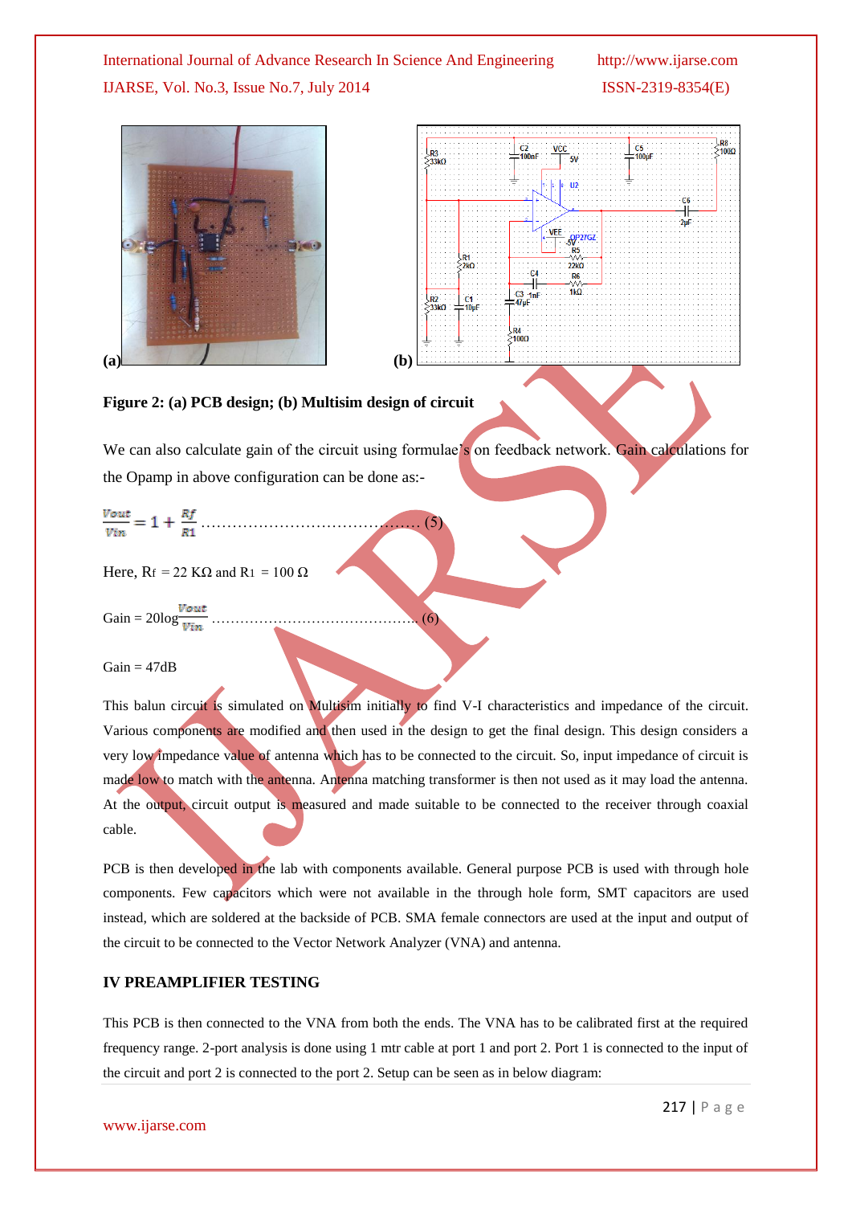(a) (b)

**Figure 2: (a) PCB design; (b) Multisim design of circuit**

We can also calculate gain of the circuit using formulae's on feedback network. Gain calculations for the Opamp in above configuration can be done as:-

$$\frac{Vout}{Vin} = 1 + \frac{Rf}{R1} \quad \text{.......................................... (5)}$$

Here, $R_f$ = 22 KΩ and $R_1$ = 100 Ω

$$\text{Gain} = 20\log\frac{Vout}{Vin} \quad \text{.......................................... (6)}$$

Gain = 47dB

This balun circuit is simulated on Multisim initially to find V-I characteristics and impedance of the circuit. Various components are modified and then used in the design to get the final design. This design considers a very low impedance value of antenna which has to be connected to the circuit. So, input impedance of circuit is made low to match with the antenna. Antenna matching transformer is then not used as it may load the antenna. At the output, circuit output is measured and made suitable to be connected to the receiver through coaxial cable.

PCB is then developed in the lab with components available. General purpose PCB is used with through hole components. Few capacitors which were not available in the through hole form, SMT capacitors are used instead, which are soldered at the backside of PCB. SMA female connectors are used at the input and output of the circuit to be connected to the Vector Network Analyzer (VNA) and antenna.

## IV PREAMPLIFIER TESTING

This PCB is then connected to the VNA from both the ends. The VNA has to be calibrated first at the required frequency range. 2-port analysis is done using 1 mtr cable at port 1 and port 2. Port 1 is connected to the input of the circuit and port 2 is connected to the port 2. Setup can be seen as in below diagram: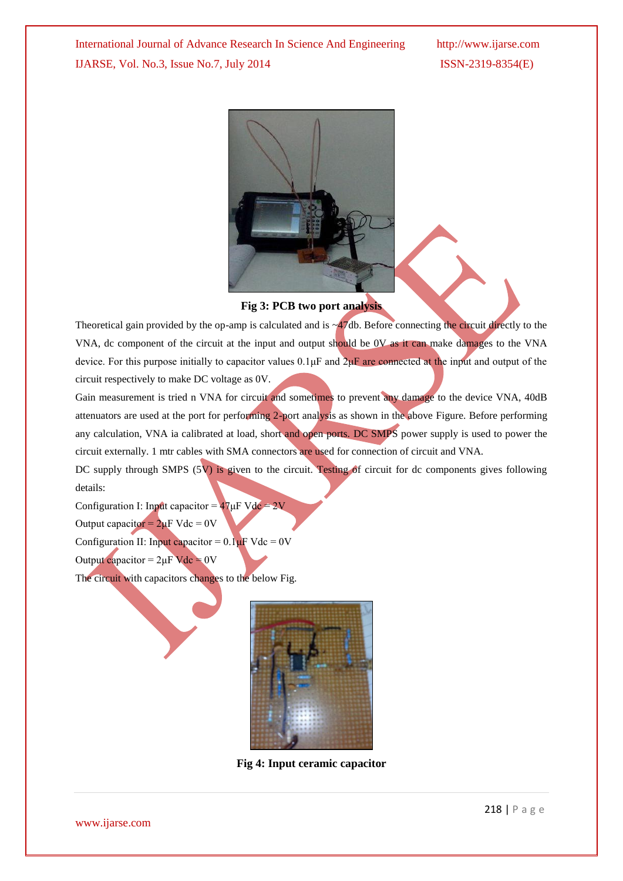**Fig 3: PCB two port analysis**

Theoretical gain provided by the op-amp is calculated and is ~47db. Before connecting the circuit directly to the VNA, dc component of the circuit at the input and output should be 0V as it can make damages to the VNA device. For this purpose initially to capacitor values 0.1μF and 2μF are connected at the input and output of the circuit respectively to make DC voltage as 0V.

Gain measurement is tried n VNA for circuit and sometimes to prevent any damage to the device VNA, 40dB attenuators are used at the port for performing 2-port analysis as shown in the above Figure. Before performing any calculation, VNA ia calibrated at load, short and open ports. DC SMPS power supply is used to power the circuit externally. 1 mtr cables with SMA connectors are used for connection of circuit and VNA.

DC supply through SMPS (5V) is given to the circuit. Testing of circuit for dc components gives following details:

Configuration I: Input capacitor = 47μF Vdc = 2V

Output capacitor = 2μF Vdc = 0V

Configuration II: Input capacitor = 0.1μF Vdc = 0V

Output capacitor = 2μF Vdc = 0V

The circuit with capacitors changes to the below Fig.

**Fig 4: Input ceramic capacitor**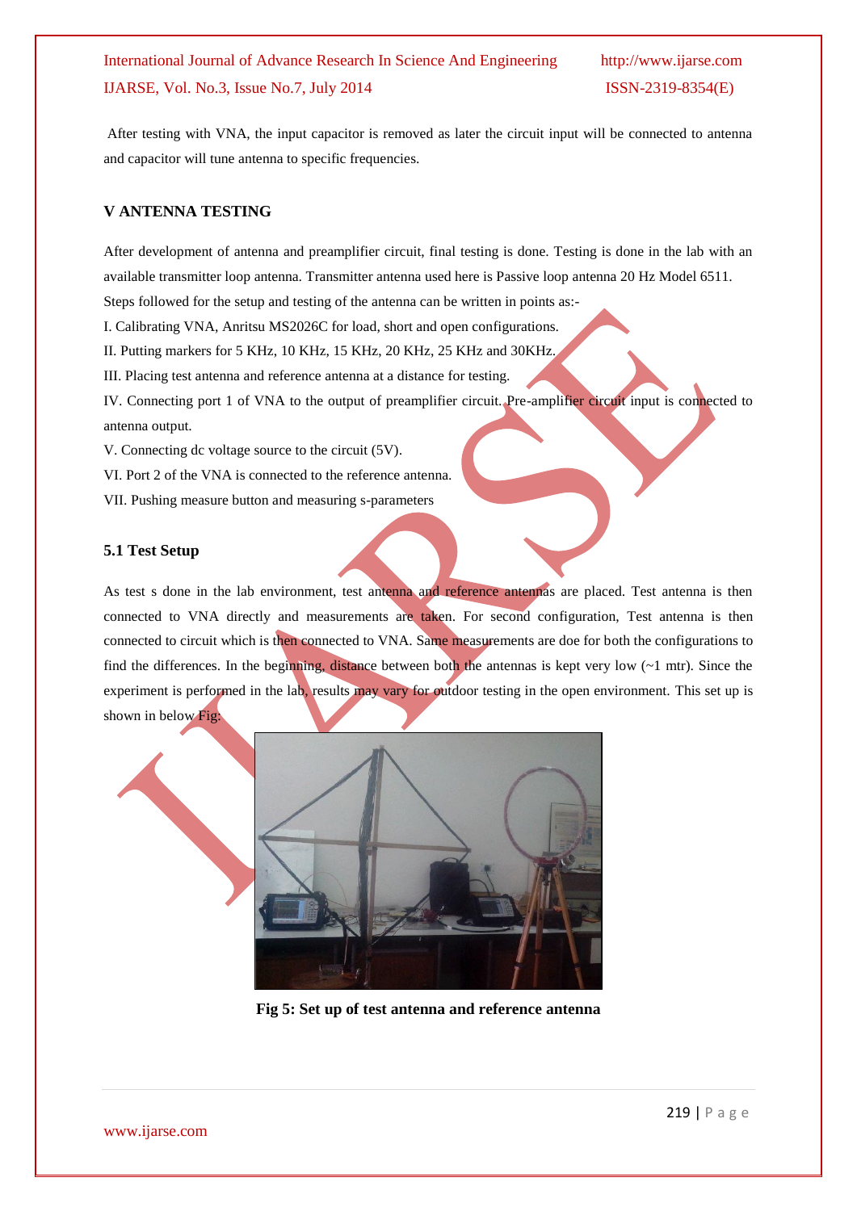After testing with VNA, the input capacitor is removed as later the circuit input will be connected to antenna and capacitor will tune antenna to specific frequencies.

## V ANTENNA TESTING

After development of antenna and preamplifier circuit, final testing is done. Testing is done in the lab with an available transmitter loop antenna. Transmitter antenna used here is Passive loop antenna 20 Hz Model 6511. Steps followed for the setup and testing of the antenna can be written in points as:-

I. Calibrating VNA, Anritsu MS2026C for load, short and open configurations.

II. Putting markers for 5 KHz, 10 KHz, 15 KHz, 20 KHz, 25 KHz and 30KHz.

III. Placing test antenna and reference antenna at a distance for testing.

IV. Connecting port 1 of VNA to the output of preamplifier circuit. Pre-amplifier circuit input is connected to antenna output.

V. Connecting dc voltage source to the circuit (5V).

VI. Port 2 of the VNA is connected to the reference antenna.

VII. Pushing measure button and measuring s-parameters

### 5.1 Test Setup

As test s done in the lab environment, test antenna and reference antennas are placed. Test antenna is then connected to VNA directly and measurements are taken. For second configuration, Test antenna is then connected to circuit which is then connected to VNA. Same measurements are doe for both the configurations to find the differences. In the beginning, distance between both the antennas is kept very low (~1 mtr). Since the experiment is performed in the lab, results may vary for outdoor testing in the open environment. This set up is shown in below Fig:

**Fig 5: Set up of test antenna and reference antenna**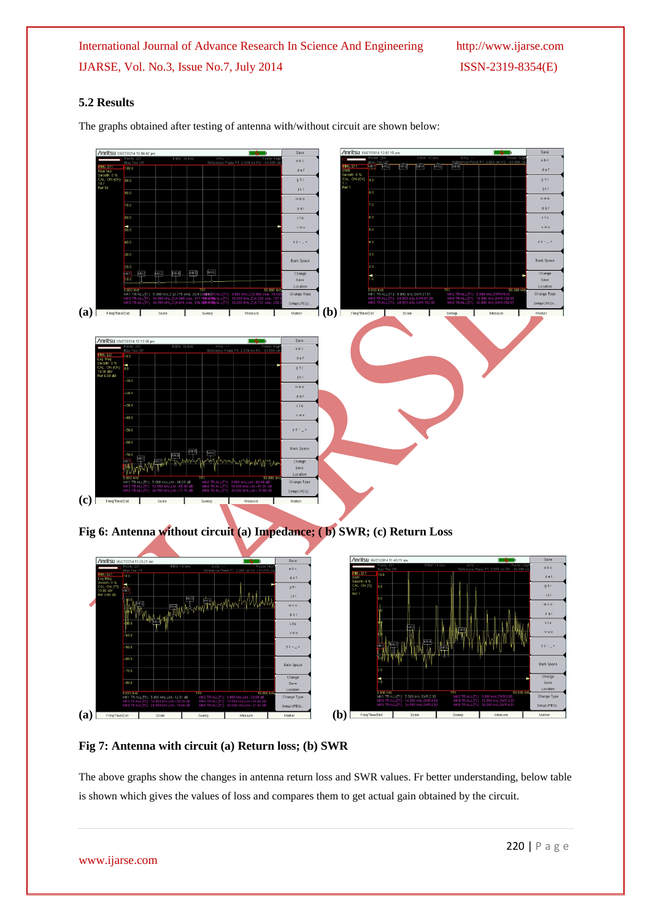## 5.2 Results

The graphs obtained after testing of antenna with/without circuit are shown below:

(a) (b)

(c)

**Fig 6: Antenna without circuit (a) Impedance; ( b) SWR; (c) Return Loss**

(a) (b)

**Fig 7: Antenna with circuit (a) Return loss; (b) SWR**

The above graphs show the changes in antenna return loss and SWR values. Fr better understanding, below table is shown which gives the values of loss and compares them to get actual gain obtained by the circuit.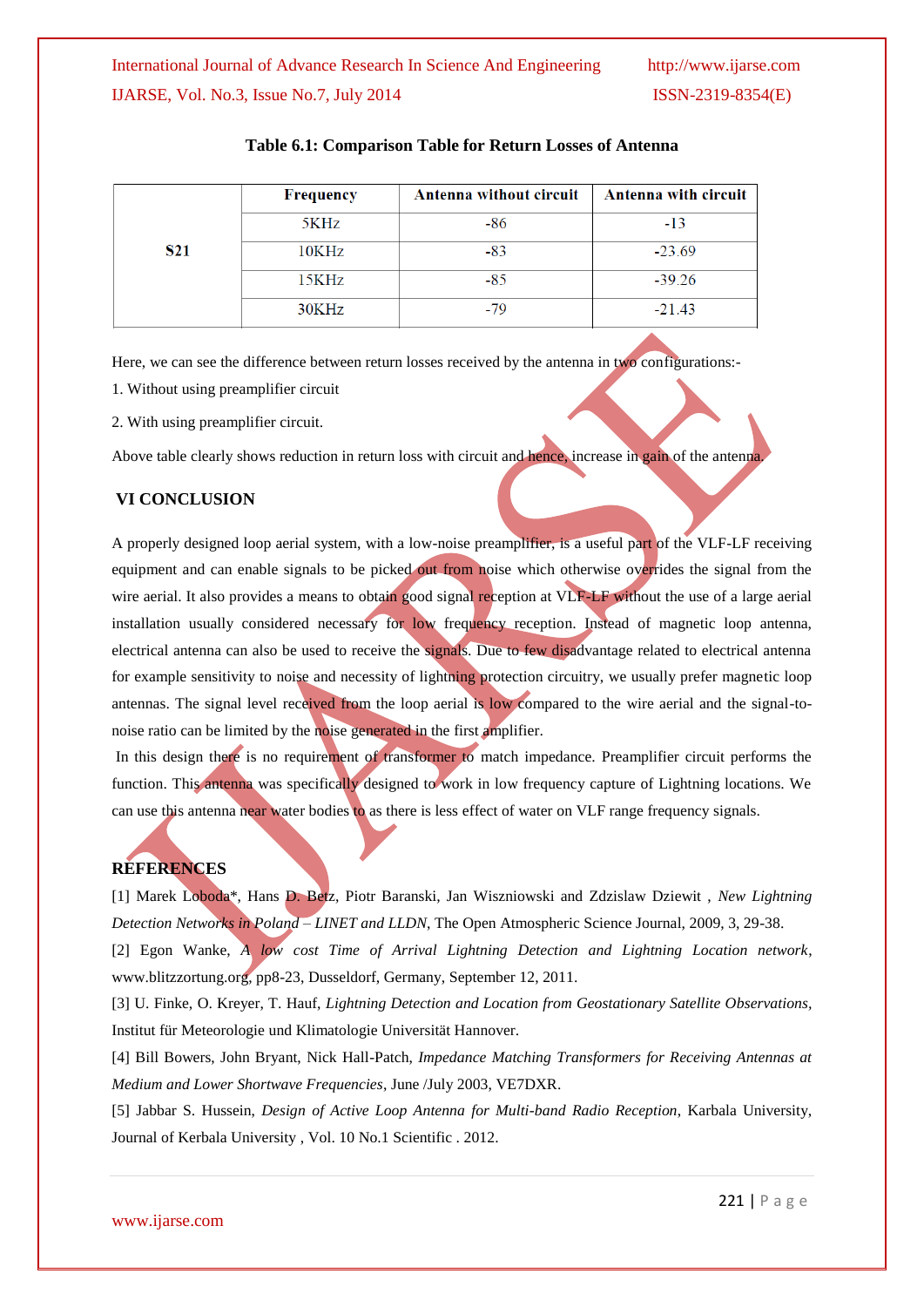**Table 6.1: Comparison Table for Return Losses of Antenna**

| | Frequency | Antenna without circuit | Antenna with circuit |
|---|---|---|---|
| S21 | 5KHz | -86 | -13 |
| | 10KHz | -83 | -23.69 |
| | 15KHz | -85 | -39.26 |
| | 30KHz | -79 | -21.43 |

Here, we can see the difference between return losses received by the antenna in two configurations:-

1. Without using preamplifier circuit
2. With using preamplifier circuit.

Above table clearly shows reduction in return loss with circuit and hence, increase in gain of the antenna.

## VI CONCLUSION

A properly designed loop aerial system, with a low-noise preamplifier, is a useful part of the VLF-LF receiving equipment and can enable signals to be picked out from noise which otherwise overrides the signal from the wire aerial. It also provides a means to obtain good signal reception at VLF-LF without the use of a large aerial installation usually considered necessary for low frequency reception. Instead of magnetic loop antenna, electrical antenna can also be used to receive the signals. Due to few disadvantage related to electrical antenna for example sensitivity to noise and necessity of lightning protection circuitry, we usually prefer magnetic loop antennas. The signal level received from the loop aerial is low compared to the wire aerial and the signal-to-noise ratio can be limited by the noise generated in the first amplifier.

In this design there is no requirement of transformer to match impedance. Preamplifier circuit performs the function. This antenna was specifically designed to work in low frequency capture of Lightning locations. We can use this antenna near water bodies to as there is less effect of water on VLF range frequency signals.

## REFERENCES

[1] Marek Loboda*, Hans D. Betz, Piotr Baranski, Jan Wiszniowski and Zdzislaw Dziewit , *New Lightning Detection Networks in Poland – LINET and LLDN*, The Open Atmospheric Science Journal, 2009, 3, 29-38.

[2] Egon Wanke, *A low cost Time of Arrival Lightning Detection and Lightning Location network*, www.blitzortung.org, pp8-23, Dusseldorf, Germany, September 12, 2011.

[3] U. Finke, O. Kreyer, T. Hauf, *Lightning Detection and Location from Geostationary Satellite Observations*, Institut für Meteorologie und Klimatologie Universität Hannover.

[4] Bill Bowers, John Bryant, Nick Hall-Patch, *Impedance Matching Transformers for Receiving Antennas at Medium and Lower Shortwave Frequencies*, June /July 2003, VE7DXR.

[5] Jabbar S. Hussein, *Design of Active Loop Antenna for Multi-band Radio Reception*, Karbala University, Journal of Kerbala University , Vol. 10 No.1 Scientific . 2012.